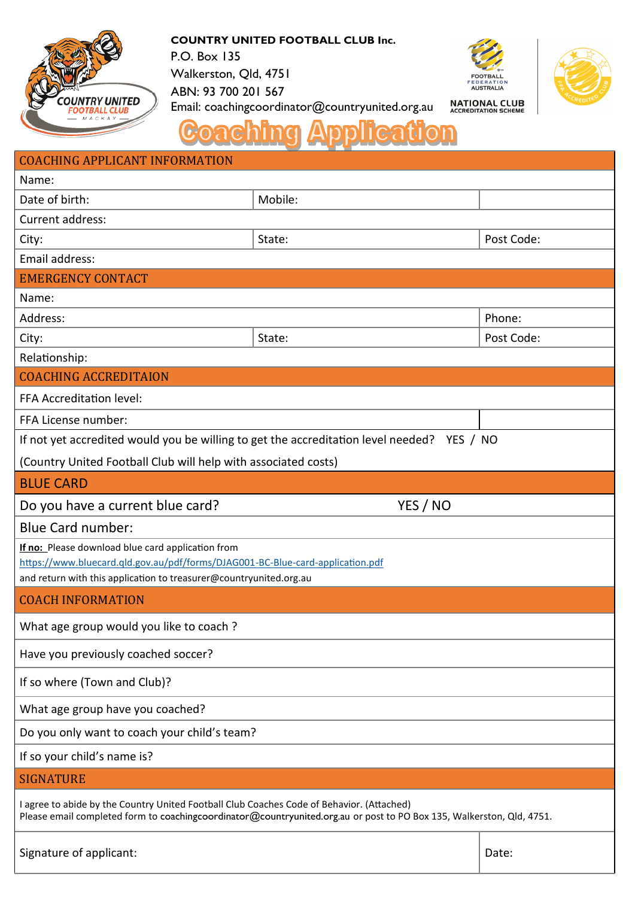**COUNTRY UNITED FOOTBALL CLUB Inc.**
P.O. Box 135
Walkerston, Qld, 4751
ABN: 93 700 201 567
Email: coachingcoordinator@countryunited.org.au

# Coaching Application

## COACHING APPLICANT INFORMATION

| | | |
|---|---|---|
| Name: | | |
| Date of birth: | Mobile: | |
| Current address: | | |
| City: | State: | Post Code: |
| Email address: | | |

## EMERGENCY CONTACT

| | | |
|---|---|---|
| Name: | | |
| Address: | | Phone: |
| City: | State: | Post Code: |
| Relationship: | | |

## COACHING ACCREDITAION

FFA Accreditation level:

FFA License number:

If not yet accredited would you be willing to get the accreditation level needed? YES / NO

(Country United Football Club will help with associated costs)

## BLUE CARD

Do you have a current blue card? YES / NO

Blue Card number:

**If no:** Please download blue card application from
https://www.bluecard.qld.gov.au/pdf/forms/DJAG001-BC-Blue-card-application.pdf
and return with this application to treasurer@countryunited.org.au

## COACH INFORMATION

What age group would you like to coach ?

Have you previously coached soccer?

If so where (Town and Club)?

What age group have you coached?

Do you only want to coach your child's team?

If so your child's name is?

## SIGNATURE

I agree to abide by the Country United Football Club Coaches Code of Behavior. (Attached)
Please email completed form to coachingcoordinator@countryunited.org.au or post to PO Box 135, Walkerston, Qld, 4751.

| | |
|---|---|
| Signature of applicant: | Date: |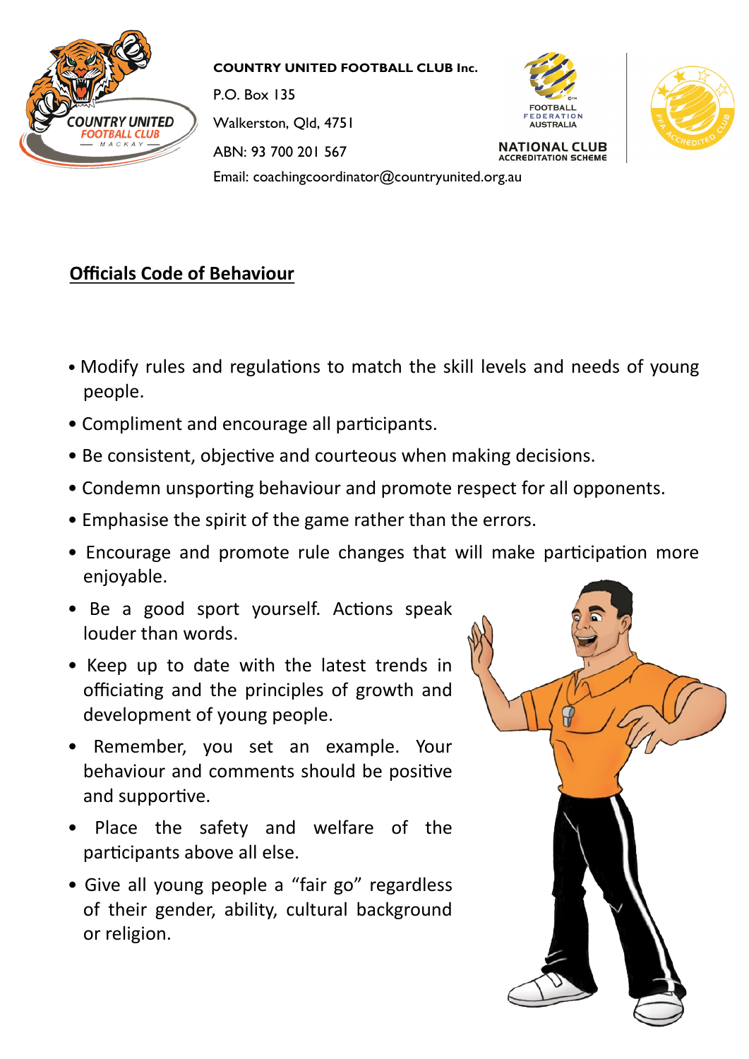**COUNTRY UNITED FOOTBALL CLUB Inc.**

P.O. Box 135

Walkerston, Qld, 4751

ABN: 93 700 201 567

Email: coachingcoordinator@countryunited.org.au

## Officials Code of Behaviour

- Modify rules and regulations to match the skill levels and needs of young people.
- Compliment and encourage all participants.
- Be consistent, objective and courteous when making decisions.
- Condemn unsporting behaviour and promote respect for all opponents.
- Emphasise the spirit of the game rather than the errors.
- Encourage and promote rule changes that will make participation more enjoyable.
- Be a good sport yourself. Actions speak louder than words.
- Keep up to date with the latest trends in officiating and the principles of growth and development of young people.
- Remember, you set an example. Your behaviour and comments should be positive and supportive.
- Place the safety and welfare of the participants above all else.
- Give all young people a "fair go" regardless of their gender, ability, cultural background or religion.